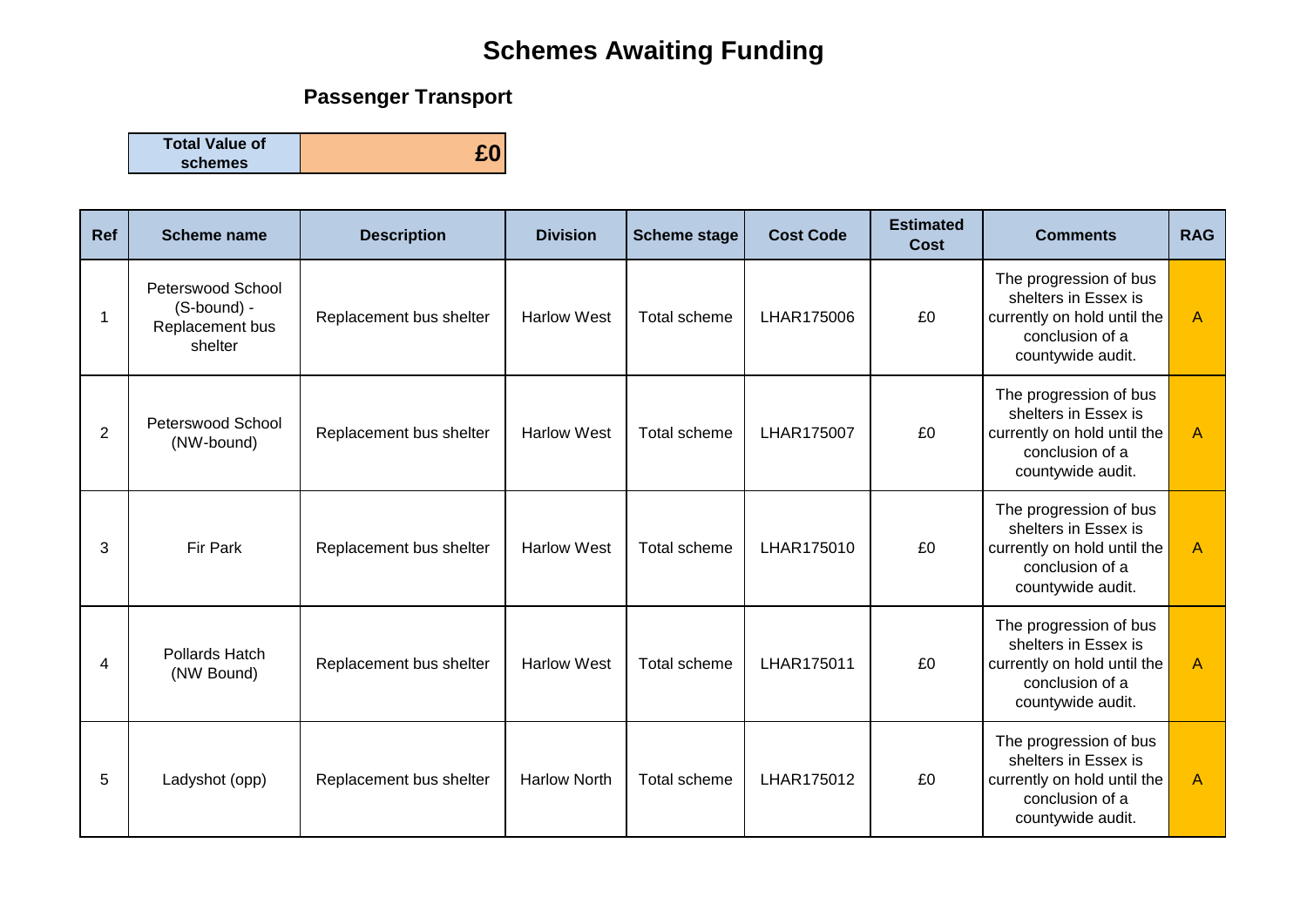# Schemes Awaiting Funding

## Passenger Transport

| Total Value of schemes | £0 |
|---|---|

| Ref | Scheme name | Description | Division | Scheme stage | Cost Code | Estimated Cost | Comments | RAG |
|---|---|---|---|---|---|---|---|---|
| 1 | Peterswood School (S-bound) - Replacement bus shelter | Replacement bus shelter | Harlow West | Total scheme | LHAR175006 | £0 | The progression of bus shelters in Essex is currently on hold until the conclusion of a countywide audit. | A |
| 2 | Peterswood School (NW-bound) | Replacement bus shelter | Harlow West | Total scheme | LHAR175007 | £0 | The progression of bus shelters in Essex is currently on hold until the conclusion of a countywide audit. | A |
| 3 | Fir Park | Replacement bus shelter | Harlow West | Total scheme | LHAR175010 | £0 | The progression of bus shelters in Essex is currently on hold until the conclusion of a countywide audit. | A |
| 4 | Pollards Hatch (NW Bound) | Replacement bus shelter | Harlow West | Total scheme | LHAR175011 | £0 | The progression of bus shelters in Essex is currently on hold until the conclusion of a countywide audit. | A |
| 5 | Ladyshot (opp) | Replacement bus shelter | Harlow North | Total scheme | LHAR175012 | £0 | The progression of bus shelters in Essex is currently on hold until the conclusion of a countywide audit. | A |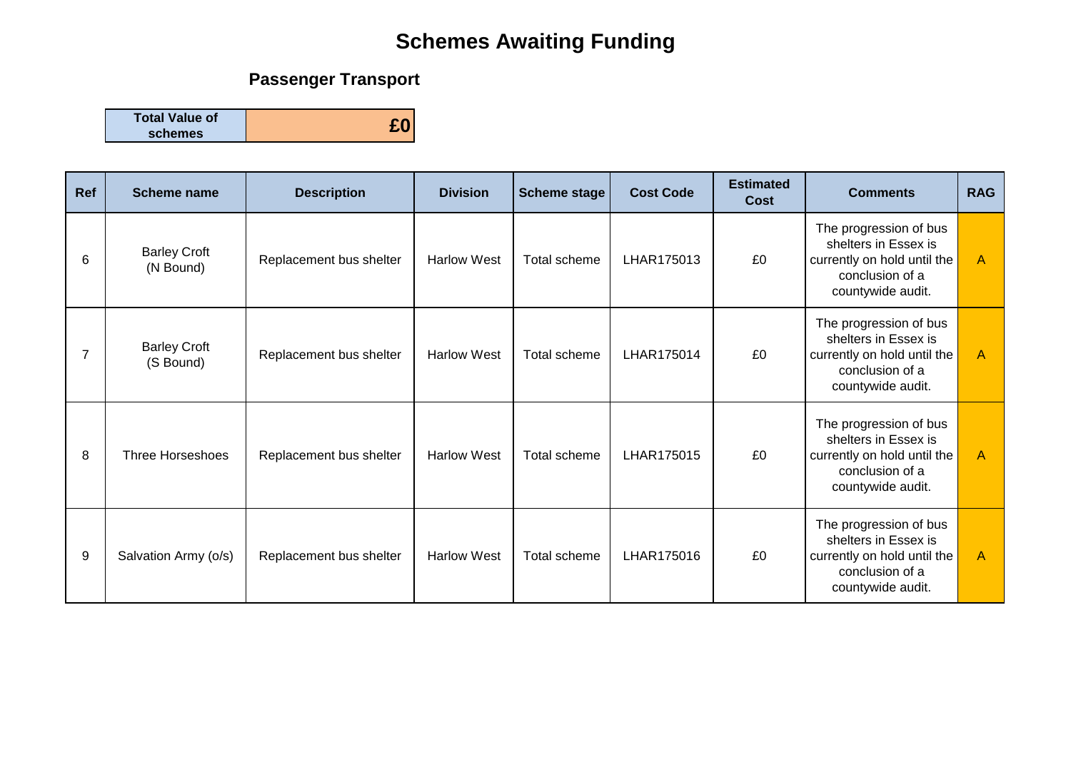# Schemes Awaiting Funding

## Passenger Transport

| Total Value of schemes | £0 |
|---|---|

| Ref | Scheme name | Description | Division | Scheme stage | Cost Code | Estimated Cost | Comments | RAG |
|---|---|---|---|---|---|---|---|---|
| 6 | Barley Croft (N Bound) | Replacement bus shelter | Harlow West | Total scheme | LHAR175013 | £0 | The progression of bus shelters in Essex is currently on hold until the conclusion of a countywide audit. | A |
| 7 | Barley Croft (S Bound) | Replacement bus shelter | Harlow West | Total scheme | LHAR175014 | £0 | The progression of bus shelters in Essex is currently on hold until the conclusion of a countywide audit. | A |
| 8 | Three Horseshoes | Replacement bus shelter | Harlow West | Total scheme | LHAR175015 | £0 | The progression of bus shelters in Essex is currently on hold until the conclusion of a countywide audit. | A |
| 9 | Salvation Army (o/s) | Replacement bus shelter | Harlow West | Total scheme | LHAR175016 | £0 | The progression of bus shelters in Essex is currently on hold until the conclusion of a countywide audit. | A |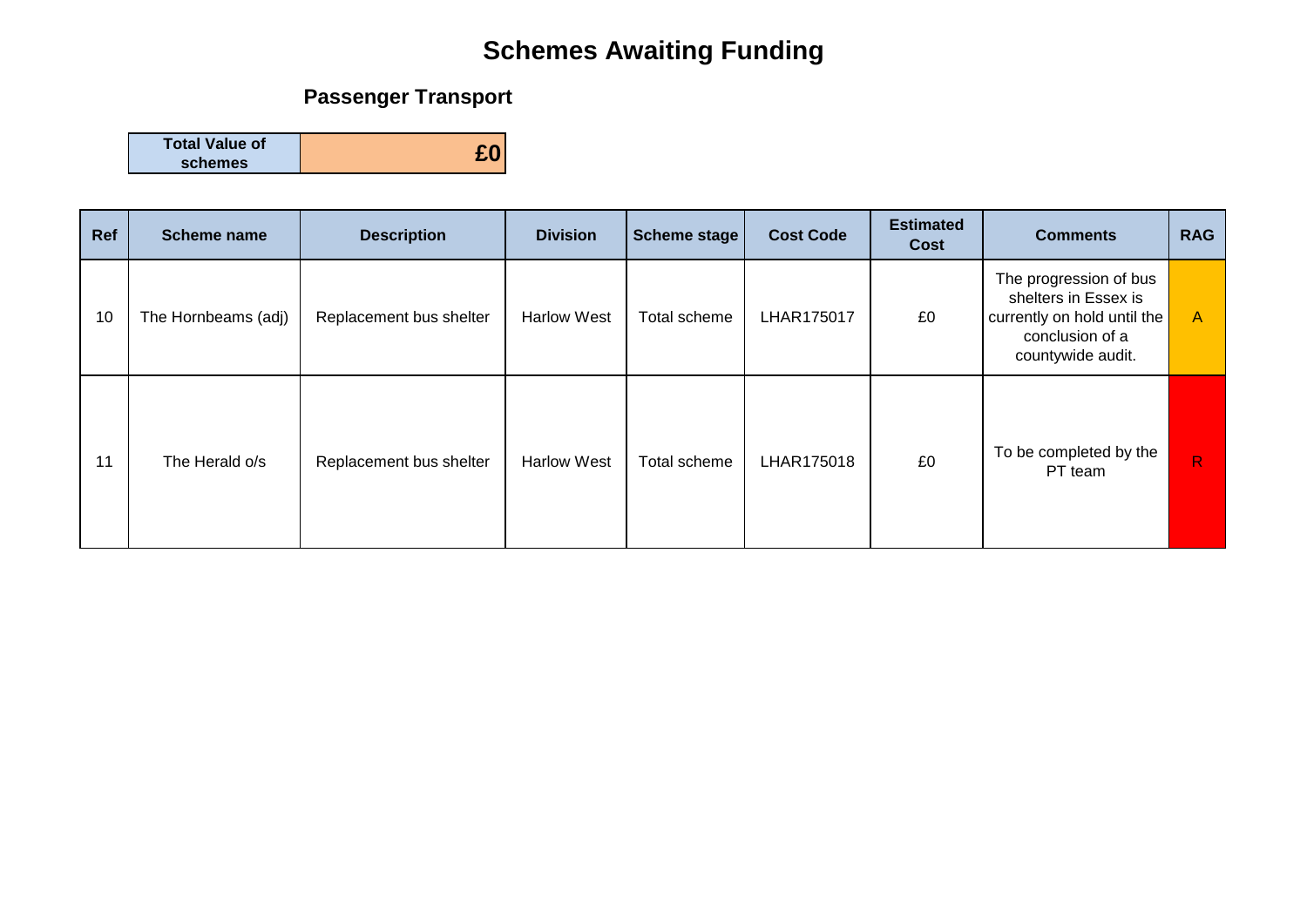# Schemes Awaiting Funding

## Passenger Transport

| Total Value of schemes | £0 |
|---|---|

| Ref | Scheme name | Description | Division | Scheme stage | Cost Code | Estimated Cost | Comments | RAG |
|---|---|---|---|---|---|---|---|---|
| 10 | The Hornbeams (adj) | Replacement bus shelter | Harlow West | Total scheme | LHAR175017 | £0 | The progression of bus shelters in Essex is currently on hold until the conclusion of a countywide audit. | A |
| 11 | The Herald o/s | Replacement bus shelter | Harlow West | Total scheme | LHAR175018 | £0 | To be completed by the PT team | R |